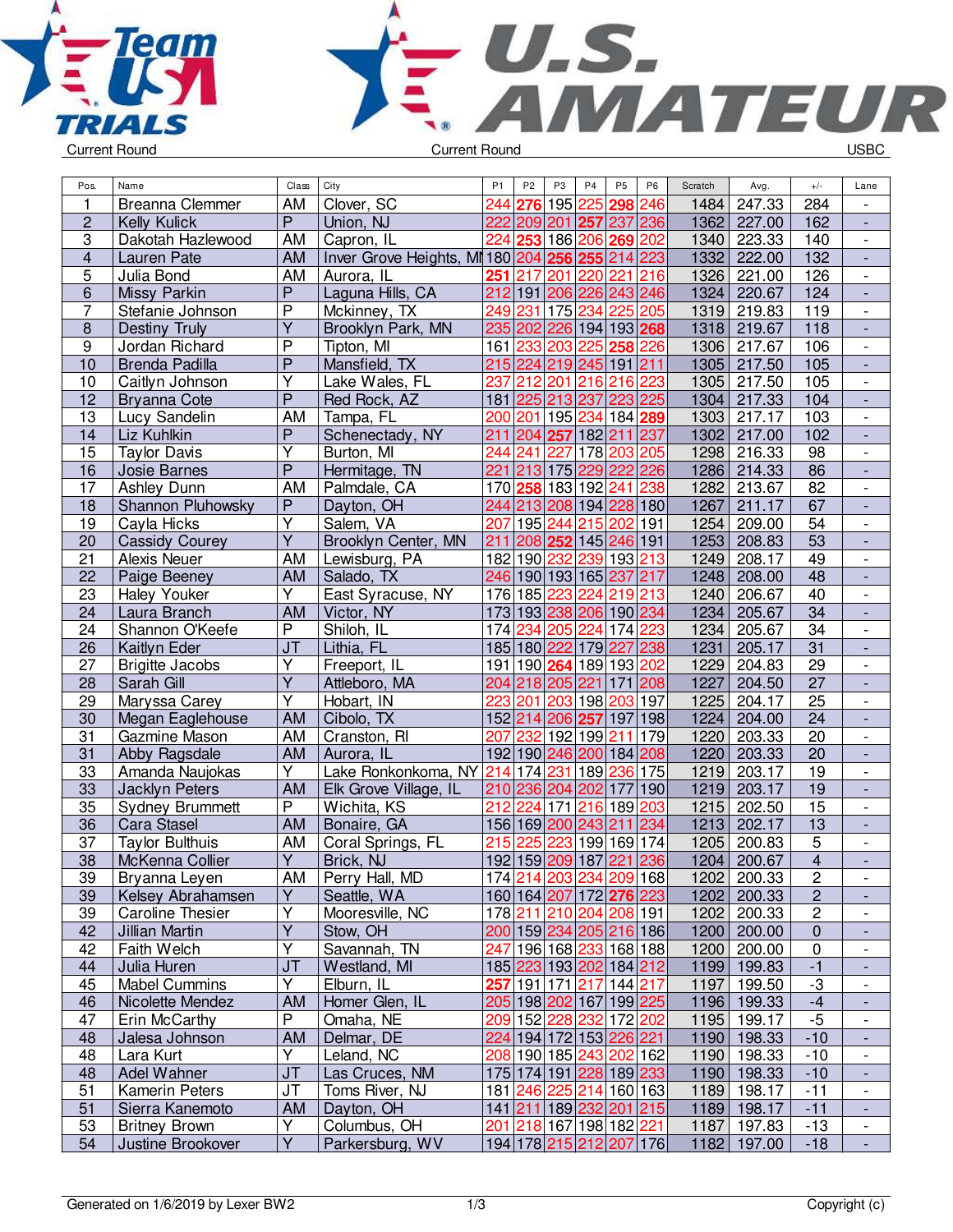Current Round | Current Round | USBC

| Pos. | Name | Class | City | P1 | P2 | P3 | P4 | P5 | P6 | Scratch | Avg. | +/- | Lane |
|---|---|---|---|---|---|---|---|---|---|---|---|---|---|
| 1 | Breanna Clemmer | AM | Clover, SC | 244 | **276** | 195 | 225 | **298** | 246 | 1484 | 247.33 | 284 | - |
| 2 | Kelly Kulick | P | Union, NJ | 222 | 209 | 201 | **257** | 237 | 236 | 1362 | 227.00 | 162 | - |
| 3 | Dakotah Hazlewood | AM | Capron, IL | 224 | **253** | 186 | 206 | **269** | 202 | 1340 | 223.33 | 140 | - |
| 4 | Lauren Pate | AM | Inver Grove Heights, MN | 180 | 204 | **256** | **255** | 214 | 223 | 1332 | 222.00 | 132 | - |
| 5 | Julia Bond | AM | Aurora, IL | **251** | 217 | 201 | 220 | 221 | 216 | 1326 | 221.00 | 126 | - |
| 6 | Missy Parkin | P | Laguna Hills, CA | 212 | 191 | 206 | 226 | 243 | 246 | 1324 | 220.67 | 124 | - |
| 7 | Stefanie Johnson | P | Mckinney, TX | 249 | 231 | 175 | 234 | 225 | 205 | 1319 | 219.83 | 119 | - |
| 8 | Destiny Truly | Y | Brooklyn Park, MN | 235 | 202 | 226 | 194 | 193 | **268** | 1318 | 219.67 | 118 | - |
| 9 | Jordan Richard | P | Tipton, MI | 161 | 233 | 203 | 225 | **258** | 226 | 1306 | 217.67 | 106 | - |
| 10 | Brenda Padilla | P | Mansfield, TX | 215 | 224 | 219 | 245 | 191 | 211 | 1305 | 217.50 | 105 | - |
| 10 | Caitlyn Johnson | Y | Lake Wales, FL | 237 | 212 | 201 | 216 | 216 | 223 | 1305 | 217.50 | 105 | - |
| 12 | Bryanna Cote | P | Red Rock, AZ | 181 | 225 | 213 | 237 | 223 | 225 | 1304 | 217.33 | 104 | - |
| 13 | Lucy Sandelin | AM | Tampa, FL | 200 | 201 | 195 | 234 | 184 | **289** | 1303 | 217.17 | 103 | - |
| 14 | Liz Kuhlkin | P | Schenectady, NY | 211 | 204 | **257** | 182 | 211 | 237 | 1302 | 217.00 | 102 | - |
| 15 | Taylor Davis | Y | Burton, MI | 244 | 241 | 227 | 178 | 203 | 205 | 1298 | 216.33 | 98 | - |
| 16 | Josie Barnes | P | Hermitage, TN | 221 | 213 | 175 | 229 | 222 | 226 | 1286 | 214.33 | 86 | - |
| 17 | Ashley Dunn | AM | Palmdale, CA | 170 | **258** | 183 | 192 | 241 | 238 | 1282 | 213.67 | 82 | - |
| 18 | Shannon Pluhowsky | P | Dayton, OH | 244 | 213 | 208 | 194 | 228 | 180 | 1267 | 211.17 | 67 | - |
| 19 | Cayla Hicks | Y | Salem, VA | 207 | 195 | 244 | 215 | 202 | 191 | 1254 | 209.00 | 54 | - |
| 20 | Cassidy Courey | Y | Brooklyn Center, MN | 211 | 208 | **252** | 145 | 246 | 191 | 1253 | 208.83 | 53 | - |
| 21 | Alexis Neuer | AM | Lewisburg, PA | 182 | 190 | 232 | 239 | 193 | 213 | 1249 | 208.17 | 49 | - |
| 22 | Paige Beeney | AM | Salado, TX | 246 | 190 | 193 | 165 | 237 | 217 | 1248 | 208.00 | 48 | - |
| 23 | Haley Youker | Y | East Syracuse, NY | 176 | 185 | 223 | 224 | 219 | 213 | 1240 | 206.67 | 40 | - |
| 24 | Laura Branch | AM | Victor, NY | 173 | 193 | 238 | 206 | 190 | 234 | 1234 | 205.67 | 34 | - |
| 24 | Shannon O'Keefe | P | Shiloh, IL | 174 | 234 | 205 | 224 | 174 | 223 | 1234 | 205.67 | 34 | - |
| 26 | Kaitlyn Eder | JT | Lithia, FL | 185 | 180 | 222 | 179 | 227 | 238 | 1231 | 205.17 | 31 | - |
| 27 | Brigitte Jacobs | Y | Freeport, IL | 191 | 190 | **264** | 189 | 193 | 202 | 1229 | 204.83 | 29 | - |
| 28 | Sarah Gill | Y | Attleboro, MA | 204 | 218 | 205 | 221 | 171 | 208 | 1227 | 204.50 | 27 | - |
| 29 | Maryssa Carey | Y | Hobart, IN | 223 | 201 | 203 | 198 | 203 | 197 | 1225 | 204.17 | 25 | - |
| 30 | Megan Eaglehouse | AM | Cibolo, TX | 152 | 214 | 206 | **257** | 197 | 198 | 1224 | 204.00 | 24 | - |
| 31 | Gazmine Mason | AM | Cranston, RI | 207 | 232 | 192 | 199 | 211 | 179 | 1220 | 203.33 | 20 | - |
| 31 | Abby Ragsdale | AM | Aurora, IL | 192 | 190 | 246 | 200 | 184 | 208 | 1220 | 203.33 | 20 | - |
| 33 | Amanda Naujokas | Y | Lake Ronkonkoma, NY | 214 | 174 | 231 | 189 | 236 | 175 | 1219 | 203.17 | 19 | - |
| 33 | Jacklyn Peters | AM | Elk Grove Village, IL | 210 | 236 | 204 | 202 | 177 | 190 | 1219 | 203.17 | 19 | - |
| 35 | Sydney Brummett | P | Wichita, KS | 212 | 224 | 171 | 216 | 189 | 203 | 1215 | 202.50 | 15 | - |
| 36 | Cara Stasel | AM | Bonaire, GA | 156 | 169 | 200 | 243 | 211 | 234 | 1213 | 202.17 | 13 | - |
| 37 | Taylor Bulthuis | AM | Coral Springs, FL | 215 | 225 | 223 | 199 | 169 | 174 | 1205 | 200.83 | 5 | - |
| 38 | McKenna Collier | Y | Brick, NJ | 192 | 159 | 209 | 187 | 221 | 236 | 1204 | 200.67 | 4 | - |
| 39 | Bryanna Leyen | AM | Perry Hall, MD | 174 | 214 | 203 | 234 | 209 | 168 | 1202 | 200.33 | 2 | - |
| 39 | Kelsey Abrahamsen | Y | Seattle, WA | 160 | 164 | 207 | 172 | **276** | 223 | 1202 | 200.33 | 2 | - |
| 39 | Caroline Thesier | Y | Mooresville, NC | 178 | 211 | 210 | 204 | 208 | 191 | 1202 | 200.33 | 2 | - |
| 42 | Jillian Martin | Y | Stow, OH | 200 | 159 | 234 | 205 | 216 | 186 | 1200 | 200.00 | 0 | - |
| 42 | Faith Welch | Y | Savannah, TN | 247 | 196 | 168 | 233 | 168 | 188 | 1200 | 200.00 | 0 | - |
| 44 | Julia Huren | JT | Westland, MI | 185 | 223 | 193 | 202 | 184 | 212 | 1199 | 199.83 | -1 | - |
| 45 | Mabel Cummins | Y | Elburn, IL | **257** | 191 | 171 | 217 | 144 | 217 | 1197 | 199.50 | -3 | - |
| 46 | Nicolette Mendez | AM | Homer Glen, IL | 205 | 198 | 202 | 167 | 199 | 225 | 1196 | 199.33 | -4 | - |
| 47 | Erin McCarthy | P | Omaha, NE | 209 | 152 | 228 | 232 | 172 | 202 | 1195 | 199.17 | -5 | - |
| 48 | Jalesa Johnson | AM | Delmar, DE | 224 | 194 | 172 | 153 | 226 | 221 | 1190 | 198.33 | -10 | - |
| 48 | Lara Kurt | Y | Leland, NC | 208 | 190 | 185 | 243 | 202 | 162 | 1190 | 198.33 | -10 | - |
| 48 | Adel Wahner | JT | Las Cruces, NM | 175 | 174 | 191 | 228 | 189 | 233 | 1190 | 198.33 | -10 | - |
| 51 | Kamerin Peters | JT | Toms River, NJ | 181 | 246 | 225 | 214 | 160 | 163 | 1189 | 198.17 | -11 | - |
| 51 | Sierra Kanemoto | AM | Dayton, OH | 141 | 211 | 189 | 232 | 201 | 215 | 1189 | 198.17 | -11 | - |
| 53 | Britney Brown | Y | Columbus, OH | 201 | 218 | 167 | 198 | 182 | 221 | 1187 | 197.83 | -13 | - |
| 54 | Justine Brookover | Y | Parkersburg, WV | 194 | 178 | 215 | 212 | 207 | 176 | 1182 | 197.00 | -18 | - |

Generated on 1/6/2019 by Lexer BW2 | Copyright (c)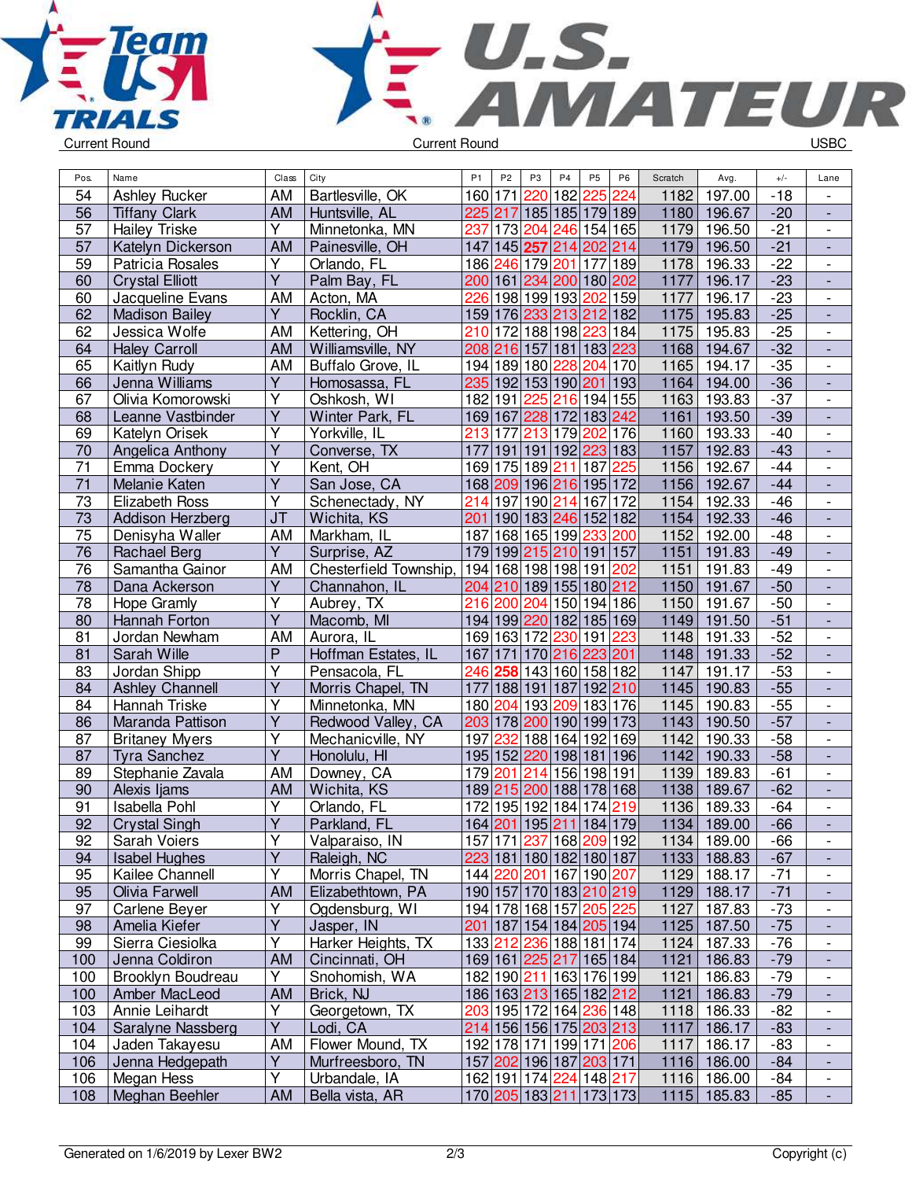Current Round | Current Round | USBC

| Pos. | Name | Class | City | P1 | P2 | P3 | P4 | P5 | P6 | Scratch | Avg. | +/- | Lane |
|---|---|---|---|---|---|---|---|---|---|---|---|---|---|
| 54 | Ashley Rucker | AM | Bartlesville, OK | 160 | 171 | 220 | 182 | 225 | 224 | 1182 | 197.00 | -18 | - |
| 56 | Tiffany Clark | AM | Huntsville, AL | 225 | 217 | 185 | 185 | 179 | 189 | 1180 | 196.67 | -20 | - |
| 57 | Hailey Triske | Y | Minnetonka, MN | 237 | 173 | 204 | 246 | 154 | 165 | 1179 | 196.50 | -21 | - |
| 57 | Katelyn Dickerson | AM | Painesville, OH | 147 | 145 | **257** | 214 | 202 | 214 | 1179 | 196.50 | -21 | - |
| 59 | Patricia Rosales | Y | Orlando, FL | 186 | 246 | 179 | 201 | 177 | 189 | 1178 | 196.33 | -22 | - |
| 60 | Crystal Elliott | Y | Palm Bay, FL | 200 | 161 | 234 | 200 | 180 | 202 | 1177 | 196.17 | -23 | - |
| 60 | Jacqueline Evans | AM | Acton, MA | 226 | 198 | 199 | 193 | 202 | 159 | 1177 | 196.17 | -23 | - |
| 62 | Madison Bailey | Y | Rocklin, CA | 159 | 176 | 233 | 213 | 212 | 182 | 1175 | 195.83 | -25 | - |
| 62 | Jessica Wolfe | AM | Kettering, OH | 210 | 172 | 188 | 198 | 223 | 184 | 1175 | 195.83 | -25 | - |
| 64 | Haley Carroll | AM | Williamsville, NY | 208 | 216 | 157 | 181 | 183 | 223 | 1168 | 194.67 | -32 | - |
| 65 | Kaitlyn Rudy | AM | Buffalo Grove, IL | 194 | 189 | 180 | 228 | 204 | 170 | 1165 | 194.17 | -35 | - |
| 66 | Jenna Williams | Y | Homosassa, FL | 235 | 192 | 153 | 190 | 201 | 193 | 1164 | 194.00 | -36 | - |
| 67 | Olivia Komorowski | Y | Oshkosh, WI | 182 | 191 | 225 | 216 | 194 | 155 | 1163 | 193.83 | -37 | - |
| 68 | Leanne Vastbinder | Y | Winter Park, FL | 169 | 167 | 228 | 172 | 183 | 242 | 1161 | 193.50 | -39 | - |
| 69 | Katelyn Orisek | Y | Yorkville, IL | 213 | 177 | 213 | 179 | 202 | 176 | 1160 | 193.33 | -40 | - |
| 70 | Angelica Anthony | Y | Converse, TX | 177 | 191 | 191 | 192 | 223 | 183 | 1157 | 192.83 | -43 | - |
| 71 | Emma Dockery | Y | Kent, OH | 169 | 175 | 189 | 211 | 187 | 225 | 1156 | 192.67 | -44 | - |
| 71 | Melanie Katen | Y | San Jose, CA | 168 | 209 | 196 | 216 | 195 | 172 | 1156 | 192.67 | -44 | - |
| 73 | Elizabeth Ross | Y | Schenectady, NY | 214 | 197 | 190 | 214 | 167 | 172 | 1154 | 192.33 | -46 | - |
| 73 | Addison Herzberg | JT | Wichita, KS | 201 | 190 | 183 | 246 | 152 | 182 | 1154 | 192.33 | -46 | - |
| 75 | Denisyha Waller | AM | Markham, IL | 187 | 168 | 165 | 199 | 233 | 200 | 1152 | 192.00 | -48 | - |
| 76 | Rachael Berg | Y | Surprise, AZ | 179 | 199 | 215 | 210 | 191 | 157 | 1151 | 191.83 | -49 | - |
| 76 | Samantha Gainor | AM | Chesterfield Township, | 194 | 168 | 198 | 198 | 191 | 202 | 1151 | 191.83 | -49 | - |
| 78 | Dana Ackerson | Y | Channahon, IL | 204 | 210 | 189 | 155 | 180 | 212 | 1150 | 191.67 | -50 | - |
| 78 | Hope Gramly | Y | Aubrey, TX | 216 | 200 | 204 | 150 | 194 | 186 | 1150 | 191.67 | -50 | - |
| 80 | Hannah Forton | Y | Macomb, MI | 194 | 199 | 220 | 182 | 185 | 169 | 1149 | 191.50 | -51 | - |
| 81 | Jordan Newham | AM | Aurora, IL | 169 | 163 | 172 | 230 | 191 | 223 | 1148 | 191.33 | -52 | - |
| 81 | Sarah Wille | P | Hoffman Estates, IL | 167 | 171 | 170 | 216 | 223 | 201 | 1148 | 191.33 | -52 | - |
| 83 | Jordan Shipp | Y | Pensacola, FL | 246 | **258** | 143 | 160 | 158 | 182 | 1147 | 191.17 | -53 | - |
| 84 | Ashley Channell | Y | Morris Chapel, TN | 177 | 188 | 191 | 187 | 192 | 210 | 1145 | 190.83 | -55 | - |
| 84 | Hannah Triske | Y | Minnetonka, MN | 180 | 204 | 193 | 209 | 183 | 176 | 1145 | 190.83 | -55 | - |
| 86 | Maranda Pattison | Y | Redwood Valley, CA | 203 | 178 | 200 | 190 | 199 | 173 | 1143 | 190.50 | -57 | - |
| 87 | Britaney Myers | Y | Mechanicville, NY | 197 | 232 | 188 | 164 | 192 | 169 | 1142 | 190.33 | -58 | - |
| 87 | Tyra Sanchez | Y | Honolulu, HI | 195 | 152 | 220 | 198 | 181 | 196 | 1142 | 190.33 | -58 | - |
| 89 | Stephanie Zavala | AM | Downey, CA | 179 | 201 | 214 | 156 | 198 | 191 | 1139 | 189.83 | -61 | - |
| 90 | Alexis Ijams | AM | Wichita, KS | 189 | 215 | 200 | 188 | 178 | 168 | 1138 | 189.67 | -62 | - |
| 91 | Isabella Pohl | Y | Orlando, FL | 172 | 195 | 192 | 184 | 174 | 219 | 1136 | 189.33 | -64 | - |
| 92 | Crystal Singh | Y | Parkland, FL | 164 | 201 | 195 | 211 | 184 | 179 | 1134 | 189.00 | -66 | - |
| 92 | Sarah Voiers | Y | Valparaiso, IN | 157 | 171 | 237 | 168 | 209 | 192 | 1134 | 189.00 | -66 | - |
| 94 | Isabel Hughes | Y | Raleigh, NC | 223 | 181 | 180 | 182 | 180 | 187 | 1133 | 188.83 | -67 | - |
| 95 | Kailee Channell | Y | Morris Chapel, TN | 144 | 220 | 201 | 167 | 190 | 207 | 1129 | 188.17 | -71 | - |
| 95 | Olivia Farwell | AM | Elizabethtown, PA | 190 | 157 | 170 | 183 | 210 | 219 | 1129 | 188.17 | -71 | - |
| 97 | Carlene Beyer | Y | Ogdensburg, WI | 194 | 178 | 168 | 157 | 205 | 225 | 1127 | 187.83 | -73 | - |
| 98 | Amelia Kiefer | Y | Jasper, IN | 201 | 187 | 154 | 184 | 205 | 194 | 1125 | 187.50 | -75 | - |
| 99 | Sierra Ciesiolka | Y | Harker Heights, TX | 133 | 212 | 236 | 188 | 181 | 174 | 1124 | 187.33 | -76 | - |
| 100 | Jenna Coldiron | AM | Cincinnati, OH | 169 | 161 | 225 | 217 | 165 | 184 | 1121 | 186.83 | -79 | - |
| 100 | Brooklyn Boudreau | Y | Snohomish, WA | 182 | 190 | 211 | 163 | 176 | 199 | 1121 | 186.83 | -79 | - |
| 100 | Amber MacLeod | AM | Brick, NJ | 186 | 163 | 213 | 165 | 182 | 212 | 1121 | 186.83 | -79 | - |
| 103 | Annie Leihardt | Y | Georgetown, TX | 203 | 195 | 172 | 164 | 236 | 148 | 1118 | 186.33 | -82 | - |
| 104 | Saralyne Nassberg | Y | Lodi, CA | 214 | 156 | 156 | 175 | 203 | 213 | 1117 | 186.17 | -83 | - |
| 104 | Jaden Takayesu | AM | Flower Mound, TX | 192 | 178 | 171 | 199 | 171 | 206 | 1117 | 186.17 | -83 | - |
| 106 | Jenna Hedgepath | Y | Murfreesboro, TN | 157 | 202 | 196 | 187 | 203 | 171 | 1116 | 186.00 | -84 | - |
| 106 | Megan Hess | Y | Urbandale, IA | 162 | 191 | 174 | 224 | 148 | 217 | 1116 | 186.00 | -84 | - |
| 108 | Meghan Beehler | AM | Bella vista, AR | 170 | 205 | 183 | 211 | 173 | 173 | 1115 | 185.83 | -85 | - |

Generated on 1/6/2019 by Lexer BW2 | Copyright (c)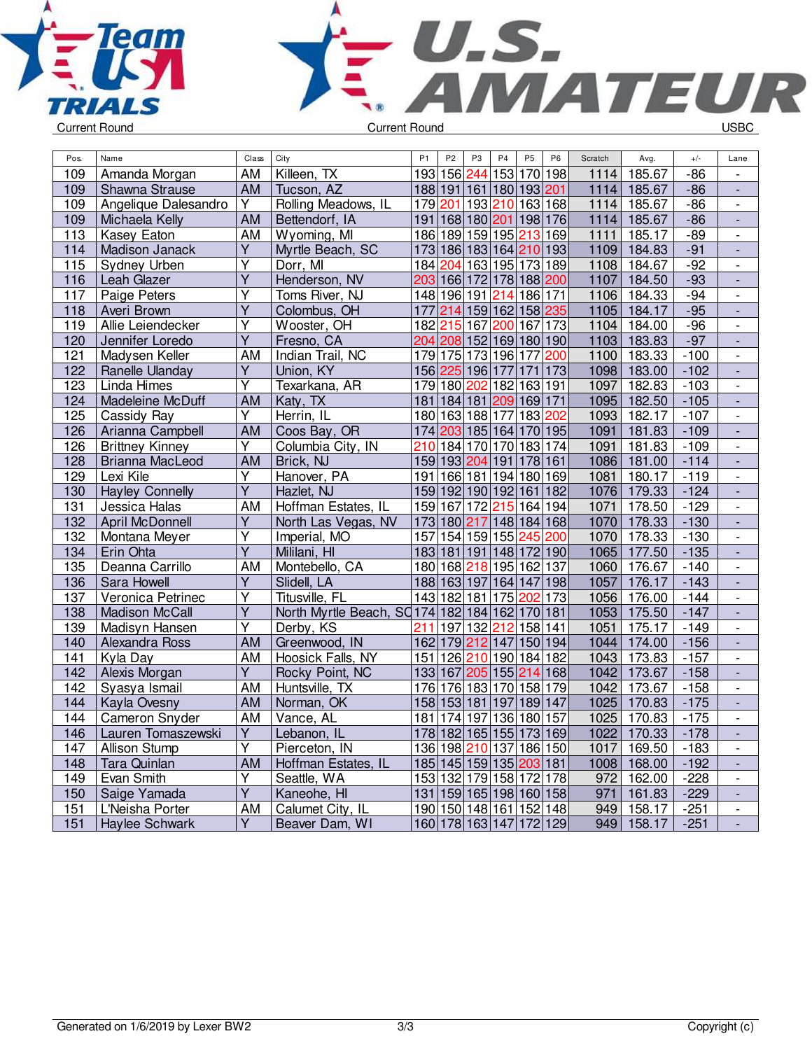Current Round | Current Round | USBC

| Pos. | Name | Class | City | P1 | P2 | P3 | P4 | P5 | P6 | Scratch | Avg. | +/- | Lane |
|---|---|---|---|---|---|---|---|---|---|---|---|---|---|
| 109 | Amanda Morgan | AM | Killeen, TX | 193 | 156 | 244 | 153 | 170 | 198 | 1114 | 185.67 | -86 | - |
| 109 | Shawna Strause | AM | Tucson, AZ | 188 | 191 | 161 | 180 | 193 | 201 | 1114 | 185.67 | -86 | - |
| 109 | Angelique Dalesandro | Y | Rolling Meadows, IL | 179 | 201 | 193 | 210 | 163 | 168 | 1114 | 185.67 | -86 | - |
| 109 | Michaela Kelly | AM | Bettendorf, IA | 191 | 168 | 180 | 201 | 198 | 176 | 1114 | 185.67 | -86 | - |
| 113 | Kasey Eaton | AM | Wyoming, MI | 186 | 189 | 159 | 195 | 213 | 169 | 1111 | 185.17 | -89 | - |
| 114 | Madison Janack | Y | Myrtle Beach, SC | 173 | 186 | 183 | 164 | 210 | 193 | 1109 | 184.83 | -91 | - |
| 115 | Sydney Urben | Y | Dorr, MI | 184 | 204 | 163 | 195 | 173 | 189 | 1108 | 184.67 | -92 | - |
| 116 | Leah Glazer | Y | Henderson, NV | 203 | 166 | 172 | 178 | 188 | 200 | 1107 | 184.50 | -93 | - |
| 117 | Paige Peters | Y | Toms River, NJ | 148 | 196 | 191 | 214 | 186 | 171 | 1106 | 184.33 | -94 | - |
| 118 | Averi Brown | Y | Colombus, OH | 177 | 214 | 159 | 162 | 158 | 235 | 1105 | 184.17 | -95 | - |
| 119 | Allie Leiendecker | Y | Wooster, OH | 182 | 215 | 167 | 200 | 167 | 173 | 1104 | 184.00 | -96 | - |
| 120 | Jennifer Loredo | Y | Fresno, CA | 204 | 208 | 152 | 169 | 180 | 190 | 1103 | 183.83 | -97 | - |
| 121 | Madysen Keller | AM | Indian Trail, NC | 179 | 175 | 173 | 196 | 177 | 200 | 1100 | 183.33 | -100 | - |
| 122 | Ranelle Ulanday | Y | Union, KY | 156 | 225 | 196 | 177 | 171 | 173 | 1098 | 183.00 | -102 | - |
| 123 | Linda Himes | Y | Texarkana, AR | 179 | 180 | 202 | 182 | 163 | 191 | 1097 | 182.83 | -103 | - |
| 124 | Madeleine McDuff | AM | Katy, TX | 181 | 184 | 181 | 209 | 169 | 171 | 1095 | 182.50 | -105 | - |
| 125 | Cassidy Ray | Y | Herrin, IL | 180 | 163 | 188 | 177 | 183 | 202 | 1093 | 182.17 | -107 | - |
| 126 | Arianna Campbell | AM | Coos Bay, OR | 174 | 203 | 185 | 164 | 170 | 195 | 1091 | 181.83 | -109 | - |
| 126 | Brittney Kinney | Y | Columbia City, IN | 210 | 184 | 170 | 170 | 183 | 174 | 1091 | 181.83 | -109 | - |
| 128 | Brianna MacLeod | AM | Brick, NJ | 159 | 193 | 204 | 191 | 178 | 161 | 1086 | 181.00 | -114 | - |
| 129 | Lexi Kile | Y | Hanover, PA | 191 | 166 | 181 | 194 | 180 | 169 | 1081 | 180.17 | -119 | - |
| 130 | Hayley Connelly | Y | Hazlet, NJ | 159 | 192 | 190 | 192 | 161 | 182 | 1076 | 179.33 | -124 | - |
| 131 | Jessica Halas | AM | Hoffman Estates, IL | 159 | 167 | 172 | 215 | 164 | 194 | 1071 | 178.50 | -129 | - |
| 132 | April McDonnell | Y | North Las Vegas, NV | 173 | 180 | 217 | 148 | 184 | 168 | 1070 | 178.33 | -130 | - |
| 132 | Montana Meyer | Y | Imperial, MO | 157 | 154 | 159 | 155 | 245 | 200 | 1070 | 178.33 | -130 | - |
| 134 | Erin Ohta | Y | Mililani, HI | 183 | 181 | 191 | 148 | 172 | 190 | 1065 | 177.50 | -135 | - |
| 135 | Deanna Carrillo | AM | Montebello, CA | 180 | 168 | 218 | 195 | 162 | 137 | 1060 | 176.67 | -140 | - |
| 136 | Sara Howell | Y | Slidell, LA | 188 | 163 | 197 | 164 | 147 | 198 | 1057 | 176.17 | -143 | - |
| 137 | Veronica Petrinec | Y | Titusville, FL | 143 | 182 | 181 | 175 | 202 | 173 | 1056 | 176.00 | -144 | - |
| 138 | Madison McCall | Y | North Myrtle Beach, SC | 174 | 182 | 184 | 162 | 170 | 181 | 1053 | 175.50 | -147 | - |
| 139 | Madisyn Hansen | Y | Derby, KS | 211 | 197 | 132 | 212 | 158 | 141 | 1051 | 175.17 | -149 | - |
| 140 | Alexandra Ross | AM | Greenwood, IN | 162 | 179 | 212 | 147 | 150 | 194 | 1044 | 174.00 | -156 | - |
| 141 | Kyla Day | AM | Hoosick Falls, NY | 151 | 126 | 210 | 190 | 184 | 182 | 1043 | 173.83 | -157 | - |
| 142 | Alexis Morgan | Y | Rocky Point, NC | 133 | 167 | 205 | 155 | 214 | 168 | 1042 | 173.67 | -158 | - |
| 142 | Syasya Ismail | AM | Huntsville, TX | 176 | 176 | 183 | 170 | 158 | 179 | 1042 | 173.67 | -158 | - |
| 144 | Kayla Ovesny | AM | Norman, OK | 158 | 153 | 181 | 197 | 189 | 147 | 1025 | 170.83 | -175 | - |
| 144 | Cameron Snyder | AM | Vance, AL | 181 | 174 | 197 | 136 | 180 | 157 | 1025 | 170.83 | -175 | - |
| 146 | Lauren Tomaszewski | Y | Lebanon, IL | 178 | 182 | 165 | 155 | 173 | 169 | 1022 | 170.33 | -178 | - |
| 147 | Allison Stump | Y | Pierceton, IN | 136 | 198 | 210 | 137 | 186 | 150 | 1017 | 169.50 | -183 | - |
| 148 | Tara Quinlan | AM | Hoffman Estates, IL | 185 | 145 | 159 | 135 | 203 | 181 | 1008 | 168.00 | -192 | - |
| 149 | Evan Smith | Y | Seattle, WA | 153 | 132 | 179 | 158 | 172 | 178 | 972 | 162.00 | -228 | - |
| 150 | Saige Yamada | Y | Kaneohe, HI | 131 | 159 | 165 | 198 | 160 | 158 | 971 | 161.83 | -229 | - |
| 151 | L'Neisha Porter | AM | Calumet City, IL | 190 | 150 | 148 | 161 | 152 | 148 | 949 | 158.17 | -251 | - |
| 151 | Haylee Schwark | Y | Beaver Dam, WI | 160 | 178 | 163 | 147 | 172 | 129 | 949 | 158.17 | -251 | - |

Generated on 1/6/2019 by Lexer BW2 | Copyright (c)